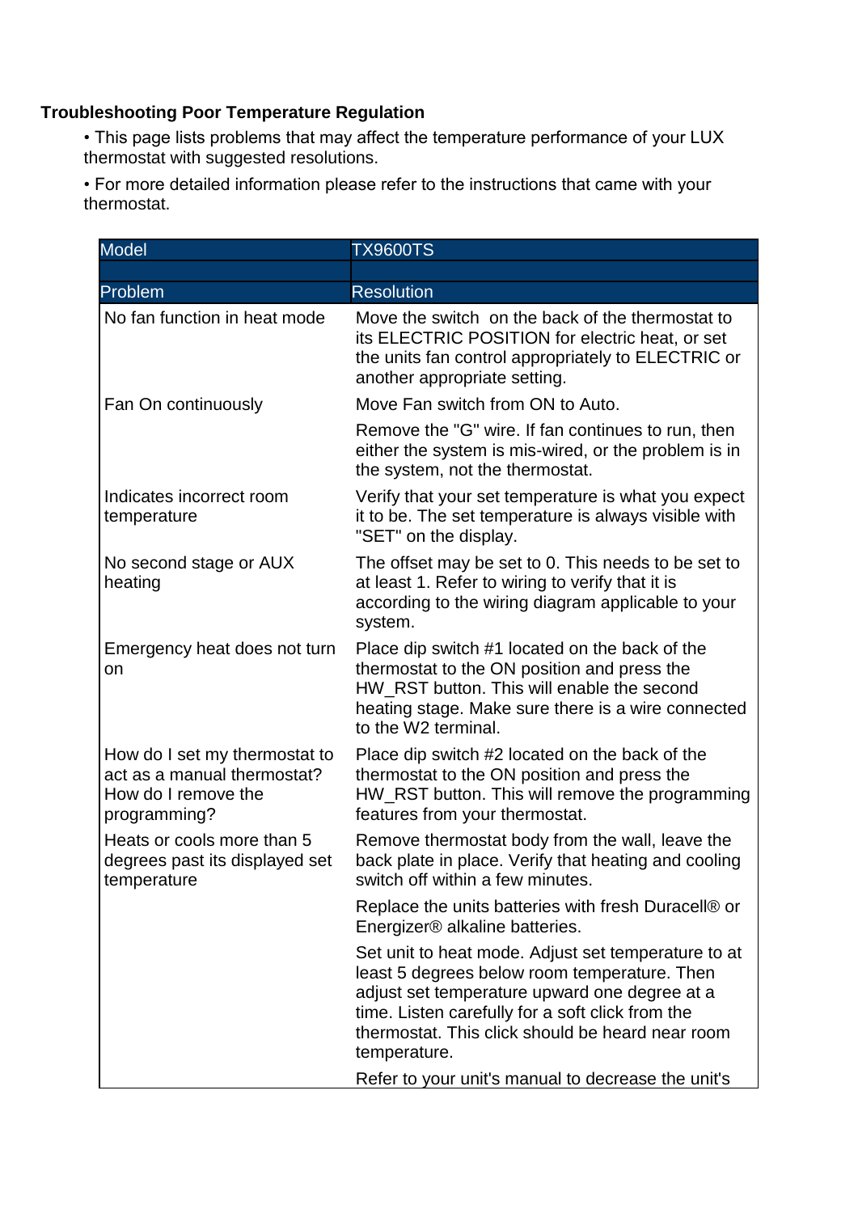## Troubleshooting Poor Temperature Regulation

- This page lists problems that may affect the temperature performance of your LUX thermostat with suggested resolutions.
- For more detailed information please refer to the instructions that came with your thermostat.

| Model | TX9600TS |
|---|---|
| | |
| **Problem** | **Resolution** |
| No fan function in heat mode | Move the switch on the back of the thermostat to its ELECTRIC POSITION for electric heat, or set the units fan control appropriately to ELECTRIC or another appropriate setting. |
| Fan On continuously | Move Fan switch from ON to Auto. |
| | Remove the "G" wire. If fan continues to run, then either the system is mis-wired, or the problem is in the system, not the thermostat. |
| Indicates incorrect room temperature | Verify that your set temperature is what you expect it to be. The set temperature is always visible with "SET" on the display. |
| No second stage or AUX heating | The offset may be set to 0. This needs to be set to at least 1. Refer to wiring to verify that it is according to the wiring diagram applicable to your system. |
| Emergency heat does not turn on | Place dip switch #1 located on the back of the thermostat to the ON position and press the HW_RST button. This will enable the second heating stage. Make sure there is a wire connected to the W2 terminal. |
| How do I set my thermostat to act as a manual thermostat? How do I remove the programming? | Place dip switch #2 located on the back of the thermostat to the ON position and press the HW_RST button. This will remove the programming features from your thermostat. |
| Heats or cools more than 5 degrees past its displayed set temperature | Remove thermostat body from the wall, leave the back plate in place. Verify that heating and cooling switch off within a few minutes. |
| | Replace the units batteries with fresh Duracell® or Energizer® alkaline batteries. |
| | Set unit to heat mode. Adjust set temperature to at least 5 degrees below room temperature. Then adjust set temperature upward one degree at a time. Listen carefully for a soft click from the thermostat. This click should be heard near room temperature. |
| | Refer to your unit's manual to decrease the unit's |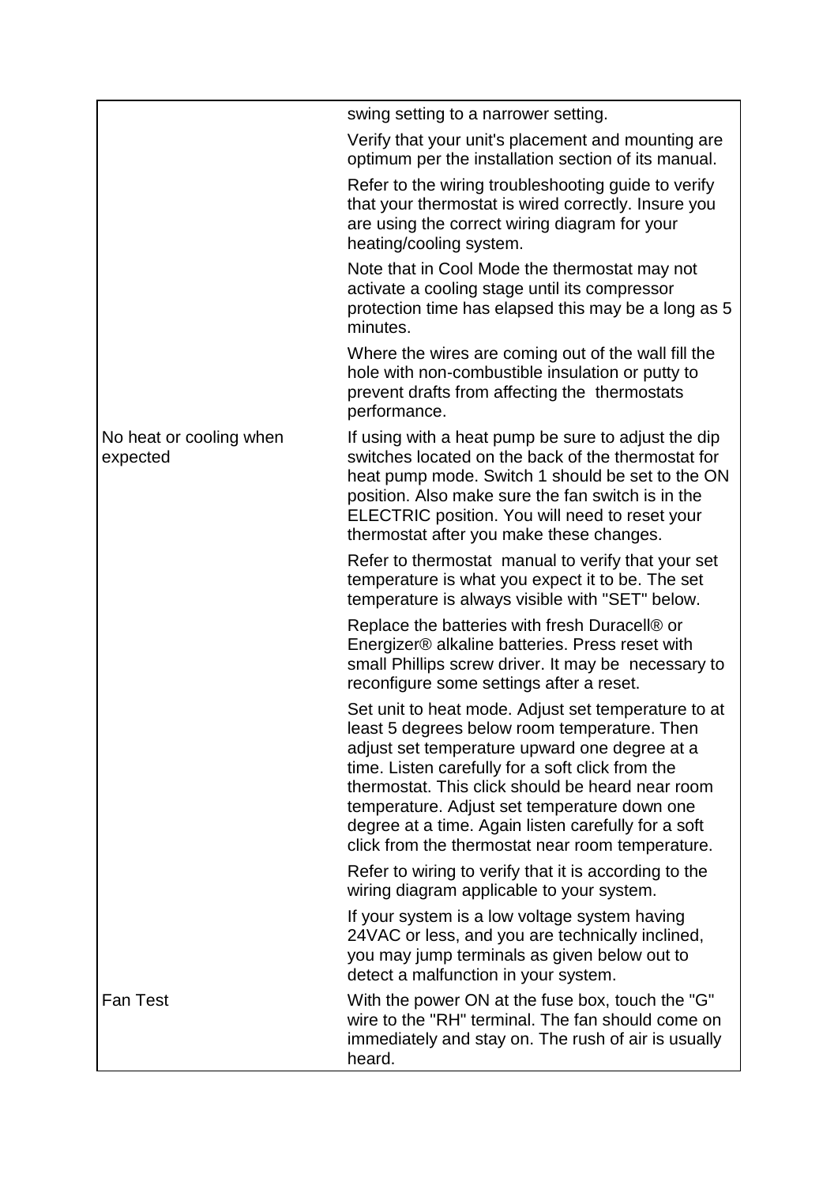| | |
|---|---|
| | swing setting to a narrower setting.<br><br>Verify that your unit's placement and mounting are optimum per the installation section of its manual.<br><br>Refer to the wiring troubleshooting guide to verify that your thermostat is wired correctly. Insure you are using the correct wiring diagram for your heating/cooling system.<br><br>Note that in Cool Mode the thermostat may not activate a cooling stage until its compressor protection time has elapsed this may be a long as 5 minutes.<br><br>Where the wires are coming out of the wall fill the hole with non-combustible insulation or putty to prevent drafts from affecting the thermostats performance. |
| No heat or cooling when expected | If using with a heat pump be sure to adjust the dip switches located on the back of the thermostat for heat pump mode. Switch 1 should be set to the ON position. Also make sure the fan switch is in the ELECTRIC position. You will need to reset your thermostat after you make these changes.<br><br>Refer to thermostat manual to verify that your set temperature is what you expect it to be. The set temperature is always visible with "SET" below.<br><br>Replace the batteries with fresh Duracell® or Energizer® alkaline batteries. Press reset with small Phillips screw driver. It may be necessary to reconfigure some settings after a reset.<br><br>Set unit to heat mode. Adjust set temperature to at least 5 degrees below room temperature. Then adjust set temperature upward one degree at a time. Listen carefully for a soft click from the thermostat. This click should be heard near room temperature. Adjust set temperature down one degree at a time. Again listen carefully for a soft click from the thermostat near room temperature.<br><br>Refer to wiring to verify that it is according to the wiring diagram applicable to your system.<br><br>If your system is a low voltage system having 24VAC or less, and you are technically inclined, you may jump terminals as given below out to detect a malfunction in your system. |
| Fan Test | With the power ON at the fuse box, touch the "G" wire to the "RH" terminal. The fan should come on immediately and stay on. The rush of air is usually heard. |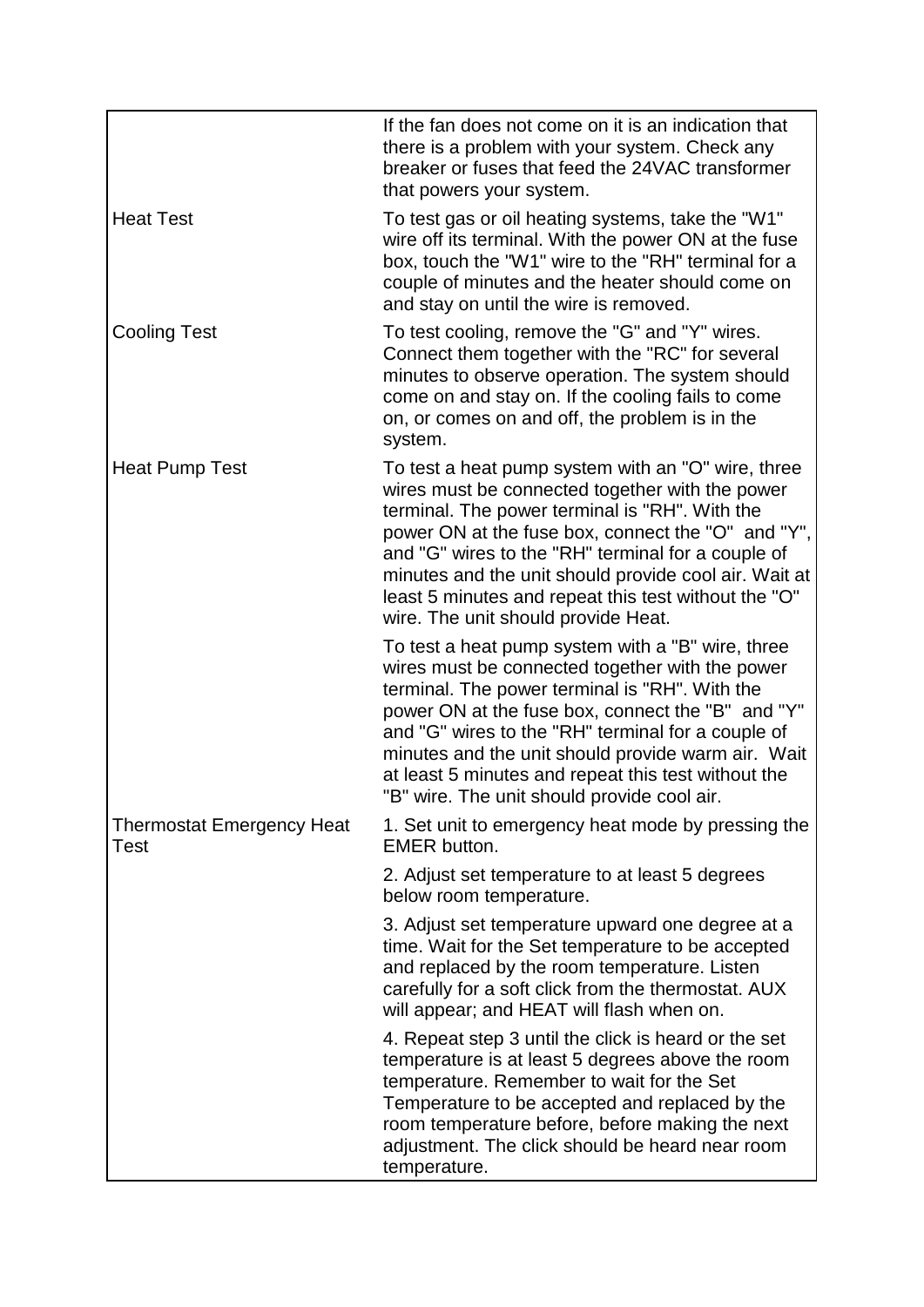| | |
|---|---|
| | If the fan does not come on it is an indication that there is a problem with your system. Check any breaker or fuses that feed the 24VAC transformer that powers your system. |
| Heat Test | To test gas or oil heating systems, take the "W1" wire off its terminal. With the power ON at the fuse box, touch the "W1" wire to the "RH" terminal for a couple of minutes and the heater should come on and stay on until the wire is removed. |
| Cooling Test | To test cooling, remove the "G" and "Y" wires. Connect them together with the "RC" for several minutes to observe operation. The system should come on and stay on. If the cooling fails to come on, or comes on and off, the problem is in the system. |
| Heat Pump Test | To test a heat pump system with an "O" wire, three wires must be connected together with the power terminal. The power terminal is "RH". With the power ON at the fuse box, connect the "O" and "Y", and "G" wires to the "RH" terminal for a couple of minutes and the unit should provide cool air. Wait at least 5 minutes and repeat this test without the "O" wire. The unit should provide Heat. |
| | To test a heat pump system with a "B" wire, three wires must be connected together with the power terminal. The power terminal is "RH". With the power ON at the fuse box, connect the "B" and "Y" and "G" wires to the "RH" terminal for a couple of minutes and the unit should provide warm air. Wait at least 5 minutes and repeat this test without the "B" wire. The unit should provide cool air. |
| Thermostat Emergency Heat Test | 1. Set unit to emergency heat mode by pressing the EMER button. |
| | 2. Adjust set temperature to at least 5 degrees below room temperature. |
| | 3. Adjust set temperature upward one degree at a time. Wait for the Set temperature to be accepted and replaced by the room temperature. Listen carefully for a soft click from the thermostat. AUX will appear; and HEAT will flash when on. |
| | 4. Repeat step 3 until the click is heard or the set temperature is at least 5 degrees above the room temperature. Remember to wait for the Set Temperature to be accepted and replaced by the room temperature before, before making the next adjustment. The click should be heard near room temperature. |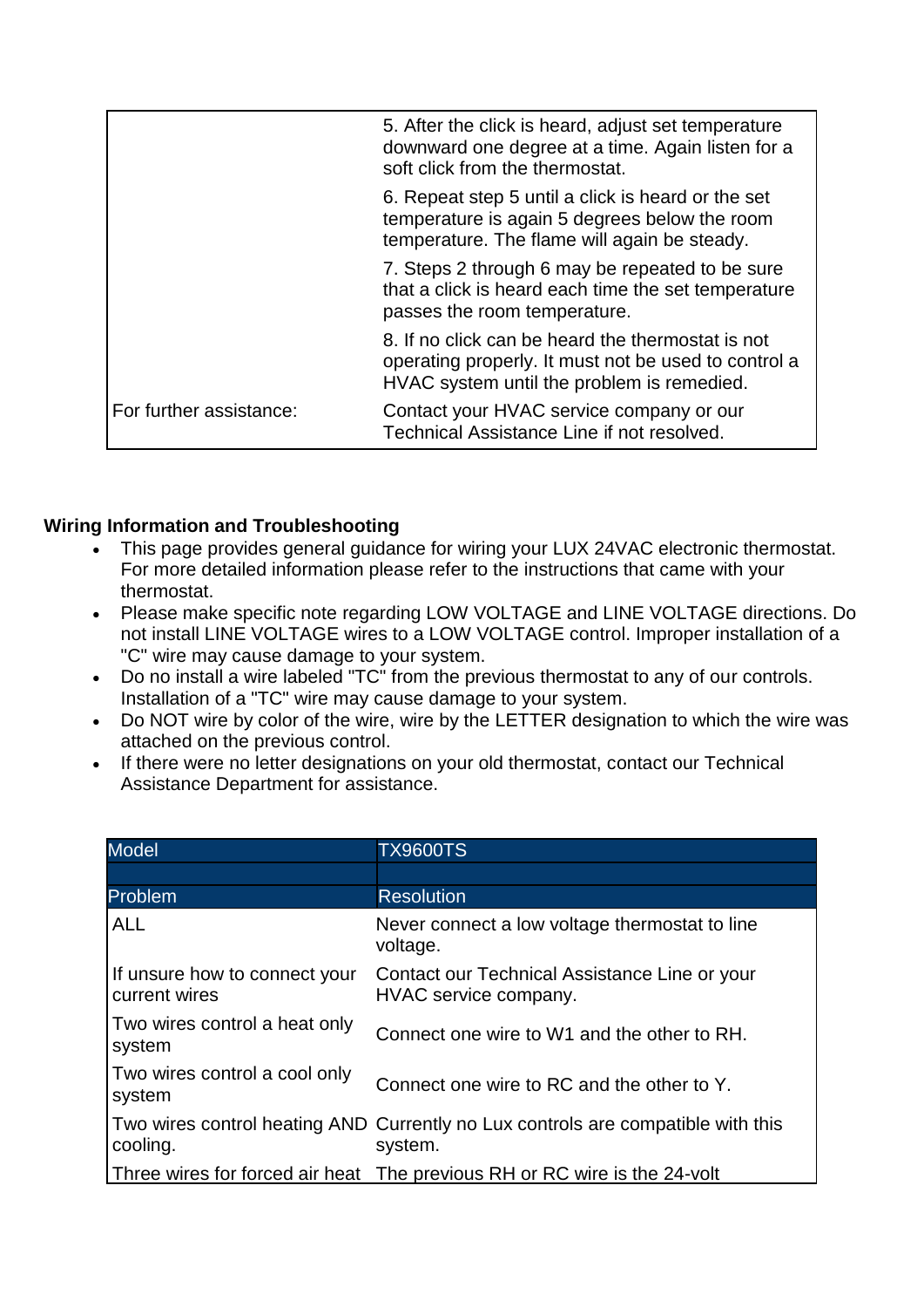| | |
|---|---|
| | 5. After the click is heard, adjust set temperature downward one degree at a time. Again listen for a soft click from the thermostat. |
| | 6. Repeat step 5 until a click is heard or the set temperature is again 5 degrees below the room temperature. The flame will again be steady. |
| | 7. Steps 2 through 6 may be repeated to be sure that a click is heard each time the set temperature passes the room temperature. |
| | 8. If no click can be heard the thermostat is not operating properly. It must not be used to control a HVAC system until the problem is remedied. |
| For further assistance: | Contact your HVAC service company or our Technical Assistance Line if not resolved. |

**Wiring Information and Troubleshooting**

- This page provides general guidance for wiring your LUX 24VAC electronic thermostat. For more detailed information please refer to the instructions that came with your thermostat.
- Please make specific note regarding LOW VOLTAGE and LINE VOLTAGE directions. Do not install LINE VOLTAGE wires to a LOW VOLTAGE control. Improper installation of a "C" wire may cause damage to your system.
- Do no install a wire labeled "TC" from the previous thermostat to any of our controls. Installation of a "TC" wire may cause damage to your system.
- Do NOT wire by color of the wire, wire by the LETTER designation to which the wire was attached on the previous control.
- If there were no letter designations on your old thermostat, contact our Technical Assistance Department for assistance.

| Model | TX9600TS |
|---|---|
| | |
| Problem | Resolution |
| ALL | Never connect a low voltage thermostat to line voltage. |
| If unsure how to connect your current wires | Contact our Technical Assistance Line or your HVAC service company. |
| Two wires control a heat only system | Connect one wire to W1 and the other to RH. |
| Two wires control a cool only system | Connect one wire to RC and the other to Y. |
| Two wires control heating AND cooling. | Currently no Lux controls are compatible with this system. |
| Three wires for forced air heat | The previous RH or RC wire is the 24-volt |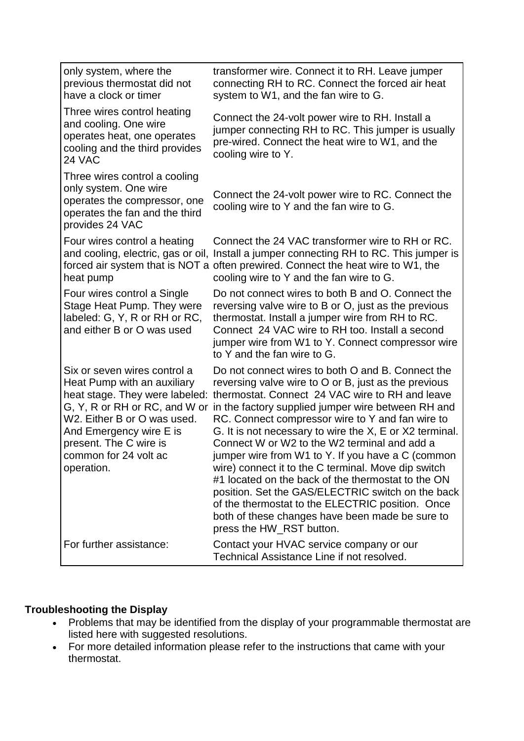| | |
|---|---|
| only system, where the previous thermostat did not have a clock or timer | transformer wire. Connect it to RH. Leave jumper connecting RH to RC. Connect the forced air heat system to W1, and the fan wire to G. |
| Three wires control heating and cooling. One wire operates heat, one operates cooling and the third provides 24 VAC | Connect the 24-volt power wire to RH. Install a jumper connecting RH to RC. This jumper is usually pre-wired. Connect the heat wire to W1, and the cooling wire to Y. |
| Three wires control a cooling only system. One wire operates the compressor, one operates the fan and the third provides 24 VAC | Connect the 24-volt power wire to RC. Connect the cooling wire to Y and the fan wire to G. |
| Four wires control a heating and cooling, electric, gas or oil, forced air system that is NOT a heat pump | Connect the 24 VAC transformer wire to RH or RC. Install a jumper connecting RH to RC. This jumper is often prewired. Connect the heat wire to W1, the cooling wire to Y and the fan wire to G. |
| Four wires control a Single Stage Heat Pump. They were labeled: G, Y, R or RH or RC, and either B or O was used | Do not connect wires to both B and O. Connect the reversing valve wire to B or O, just as the previous thermostat. Install a jumper wire from RH to RC. Connect 24 VAC wire to RH too. Install a second jumper wire from W1 to Y. Connect compressor wire to Y and the fan wire to G. |
| Six or seven wires control a Heat Pump with an auxiliary heat stage. They were labeled: G, Y, R or RH or RC, and W or W2. Either B or O was used. And Emergency wire E is present. The C wire is common for 24 volt ac operation. | Do not connect wires to both O and B. Connect the reversing valve wire to O or B, just as the previous thermostat. Connect 24 VAC wire to RH and leave in the factory supplied jumper wire between RH and RC. Connect compressor wire to Y and fan wire to G. It is not necessary to wire the X, E or X2 terminal. Connect W or W2 to the W2 terminal and add a jumper wire from W1 to Y. If you have a C (common wire) connect it to the C terminal. Move dip switch #1 located on the back of the thermostat to the ON position. Set the GAS/ELECTRIC switch on the back of the thermostat to the ELECTRIC position. Once both of these changes have been made be sure to press the HW_RST button. |
| For further assistance: | Contact your HVAC service company or our Technical Assistance Line if not resolved. |

**Troubleshooting the Display**

- Problems that may be identified from the display of your programmable thermostat are listed here with suggested resolutions.
- For more detailed information please refer to the instructions that came with your thermostat.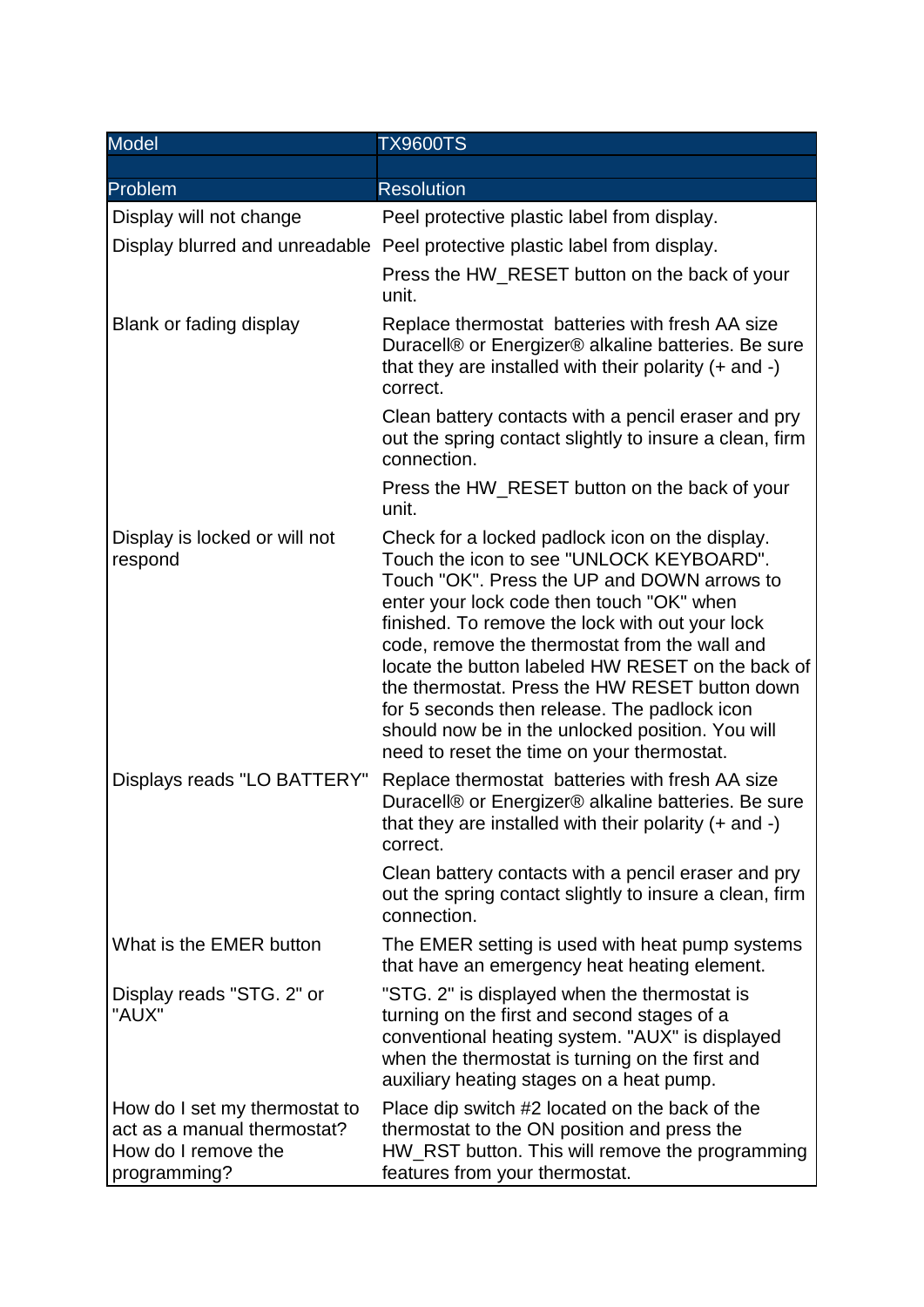| Model | TX9600TS |
| --- | --- |
| | |
| **Problem** | **Resolution** |
| Display will not change | Peel protective plastic label from display. |
| Display blurred and unreadable | Peel protective plastic label from display. |
| | Press the HW_RESET button on the back of your unit. |
| Blank or fading display | Replace thermostat batteries with fresh AA size Duracell® or Energizer® alkaline batteries. Be sure that they are installed with their polarity (+ and -) correct. |
| | Clean battery contacts with a pencil eraser and pry out the spring contact slightly to insure a clean, firm connection. |
| | Press the HW_RESET button on the back of your unit. |
| Display is locked or will not respond | Check for a locked padlock icon on the display. Touch the icon to see "UNLOCK KEYBOARD". Touch "OK". Press the UP and DOWN arrows to enter your lock code then touch "OK" when finished. To remove the lock with out your lock code, remove the thermostat from the wall and locate the button labeled HW RESET on the back of the thermostat. Press the HW RESET button down for 5 seconds then release. The padlock icon should now be in the unlocked position. You will need to reset the time on your thermostat. |
| Displays reads "LO BATTERY" | Replace thermostat batteries with fresh AA size Duracell® or Energizer® alkaline batteries. Be sure that they are installed with their polarity (+ and -) correct. |
| | Clean battery contacts with a pencil eraser and pry out the spring contact slightly to insure a clean, firm connection. |
| What is the EMER button | The EMER setting is used with heat pump systems that have an emergency heat heating element. |
| Display reads "STG. 2" or "AUX" | "STG. 2" is displayed when the thermostat is turning on the first and second stages of a conventional heating system. "AUX" is displayed when the thermostat is turning on the first and auxiliary heating stages on a heat pump. |
| How do I set my thermostat to act as a manual thermostat? How do I remove the programming? | Place dip switch #2 located on the back of the thermostat to the ON position and press the HW_RST button. This will remove the programming features from your thermostat. |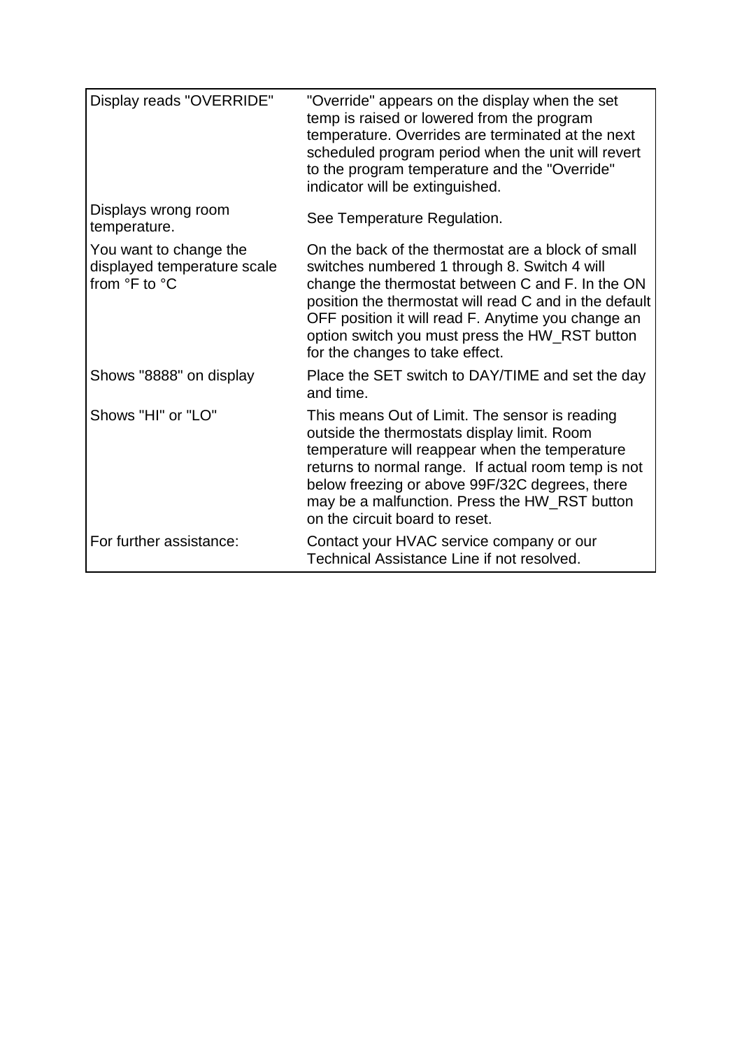| | |
|---|---|
| Display reads "OVERRIDE" | "Override" appears on the display when the set temp is raised or lowered from the program temperature. Overrides are terminated at the next scheduled program period when the unit will revert to the program temperature and the "Override" indicator will be extinguished. |
| Displays wrong room temperature. | See Temperature Regulation. |
| You want to change the displayed temperature scale from °F to °C | On the back of the thermostat are a block of small switches numbered 1 through 8. Switch 4 will change the thermostat between C and F. In the ON position the thermostat will read C and in the default OFF position it will read F. Anytime you change an option switch you must press the HW_RST button for the changes to take effect. |
| Shows "8888" on display | Place the SET switch to DAY/TIME and set the day and time. |
| Shows "HI" or "LO" | This means Out of Limit. The sensor is reading outside the thermostats display limit. Room temperature will reappear when the temperature returns to normal range. If actual room temp is not below freezing or above 99F/32C degrees, there may be a malfunction. Press the HW_RST button on the circuit board to reset. |
| For further assistance: | Contact your HVAC service company or our Technical Assistance Line if not resolved. |